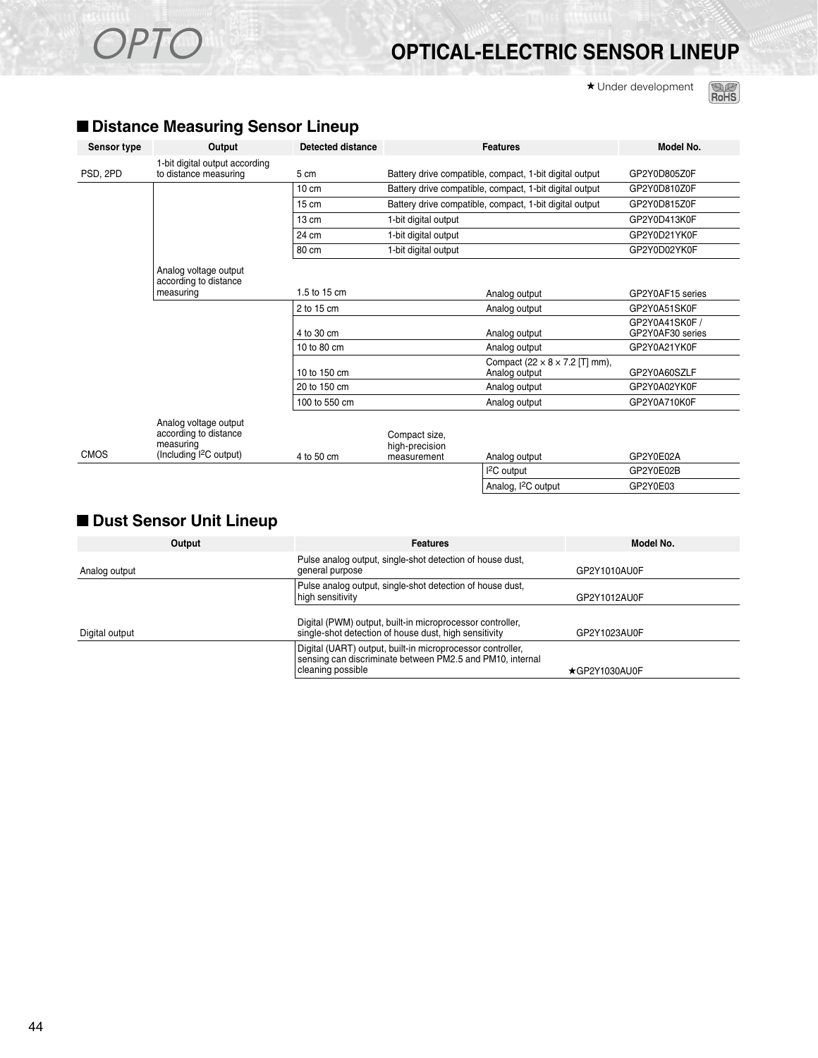# OPTO

# OPTICAL-ELECTRIC SENSOR LINEUP

★ Under development

## ■ Distance Measuring Sensor Lineup

| Sensor type | Output | Detected distance | Features | | Model No. |
|---|---|---|---|---|---|
| PSD, 2PD | 1-bit digital output according to distance measuring | 5 cm | Battery drive compatible, compact, 1-bit digital output | | GP2Y0D805Z0F |
| | | 10 cm | Battery drive compatible, compact, 1-bit digital output | | GP2Y0D810Z0F |
| | | 15 cm | Battery drive compatible, compact, 1-bit digital output | | GP2Y0D815Z0F |
| | | 13 cm | 1-bit digital output | | GP2Y0D413K0F |
| | | 24 cm | 1-bit digital output | | GP2Y0D21YK0F |
| | | 80 cm | 1-bit digital output | | GP2Y0D02YK0F |
| | Analog voltage output according to distance measuring | 1.5 to 15 cm | | Analog output | GP2Y0AF15 series |
| | | 2 to 15 cm | | Analog output | GP2Y0A51SK0F |
| | | 4 to 30 cm | | Analog output | GP2Y0A41SK0F / GP2Y0AF30 series |
| | | 10 to 80 cm | | Analog output | GP2Y0A21YK0F |
| | | 10 to 150 cm | | Compact (22 × 8 × 7.2 [T] mm), Analog output | GP2Y0A60SZLF |
| | | 20 to 150 cm | | Analog output | GP2Y0A02YK0F |
| | | 100 to 550 cm | | Analog output | GP2Y0A710K0F |
| CMOS | Analog voltage output according to distance measuring (Including I²C output) | 4 to 50 cm | Compact size, high-precision measurement | Analog output | GP2Y0E02A |
| | | | | I²C output | GP2Y0E02B |
| | | | | Analog, I²C output | GP2Y0E03 |

## ■ Dust Sensor Unit Lineup

| Output | Features | Model No. |
|---|---|---|
| Analog output | Pulse analog output, single-shot detection of house dust, general purpose | GP2Y1010AU0F |
| | Pulse analog output, single-shot detection of house dust, high sensitivity | GP2Y1012AU0F |
| Digital output | Digital (PWM) output, built-in microprocessor controller, single-shot detection of house dust, high sensitivity | GP2Y1023AU0F |
| | Digital (UART) output, built-in microprocessor controller, sensing can discriminate between PM2.5 and PM10, internal cleaning possible | ★GP2Y1030AU0F |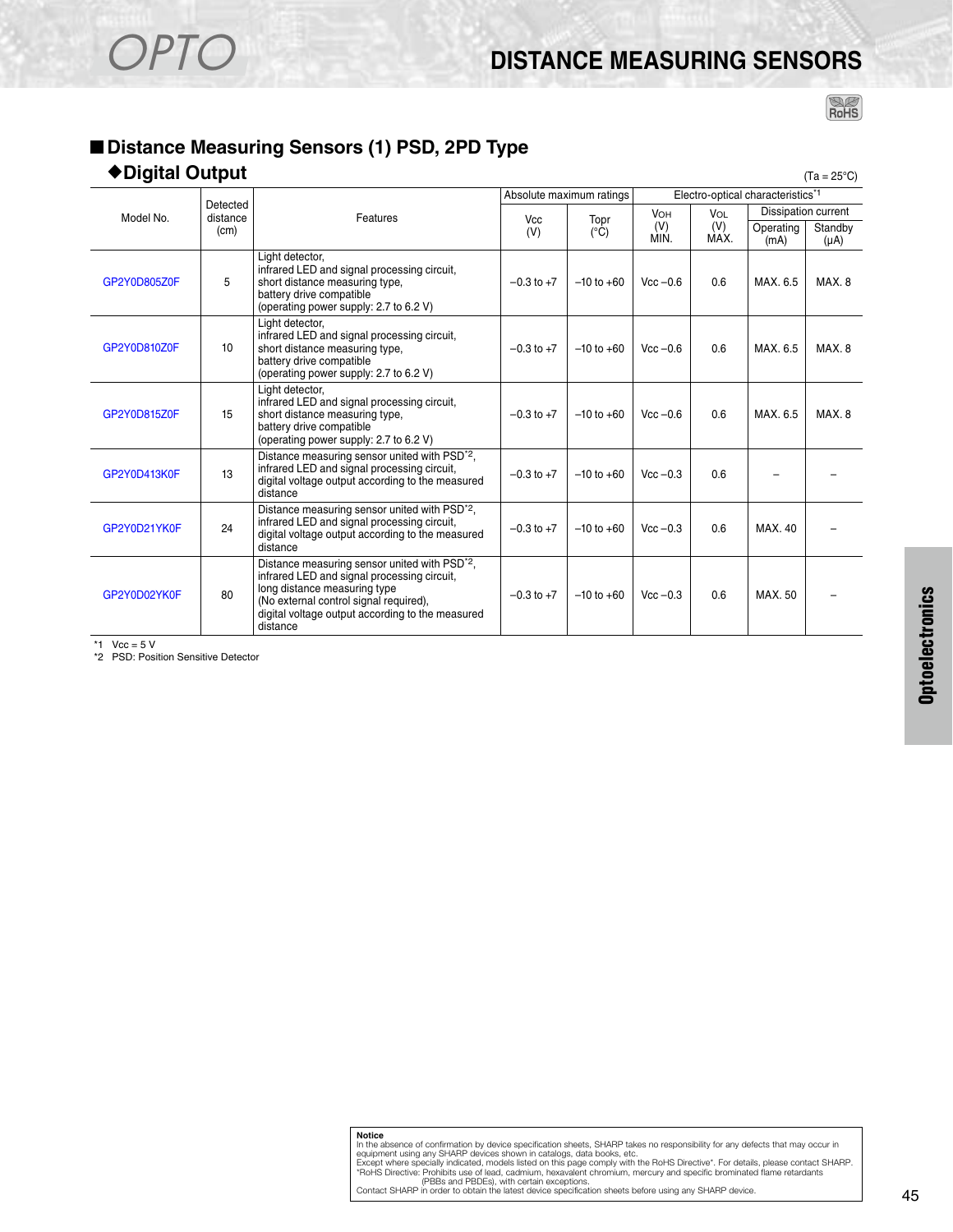# OPTO

# DISTANCE MEASURING SENSORS

## Distance Measuring Sensors (1) PSD, 2PD Type

### ◆Digital Output

(Ta = 25°C)

| Model No. | Detected distance (cm) | Features | Absolute maximum ratings | | Electro-optical characteristics*1 | | | |
|---|---|---|---|---|---|---|---|---|
| | | | Vcc (V) | Topr (°C) | $V_{OH}$ (V) MIN. | $V_{OL}$ (V) MAX. | Dissipation current | |
| | | | | | | | Operating (mA) | Standby (µA) |
| GP2Y0D805Z0F | 5 | Light detector, infrared LED and signal processing circuit, short distance measuring type, battery drive compatible (operating power supply: 2.7 to 6.2 V) | −0.3 to +7 | −10 to +60 | Vcc −0.6 | 0.6 | MAX. 6.5 | MAX. 8 |
| GP2Y0D810Z0F | 10 | Light detector, infrared LED and signal processing circuit, short distance measuring type, battery drive compatible (operating power supply: 2.7 to 6.2 V) | −0.3 to +7 | −10 to +60 | Vcc −0.6 | 0.6 | MAX. 6.5 | MAX. 8 |
| GP2Y0D815Z0F | 15 | Light detector, infrared LED and signal processing circuit, short distance measuring type, battery drive compatible (operating power supply: 2.7 to 6.2 V) | −0.3 to +7 | −10 to +60 | Vcc −0.6 | 0.6 | MAX. 6.5 | MAX. 8 |
| GP2Y0D413K0F | 13 | Distance measuring sensor united with PSD*2, infrared LED and signal processing circuit, digital voltage output according to the measured distance | −0.3 to +7 | −10 to +60 | Vcc −0.3 | 0.6 | – | – |
| GP2Y0D21YK0F | 24 | Distance measuring sensor united with PSD*2, infrared LED and signal processing circuit, digital voltage output according to the measured distance | −0.3 to +7 | −10 to +60 | Vcc −0.3 | 0.6 | MAX. 40 | – |
| GP2Y0D02YK0F | 80 | Distance measuring sensor united with PSD*2, infrared LED and signal processing circuit, long distance measuring type (No external control signal required), digital voltage output according to the measured distance | −0.3 to +7 | −10 to +60 | Vcc −0.3 | 0.6 | MAX. 50 | – |

*1 Vcc = 5 V
*2 PSD: Position Sensitive Detector

Optoelectronics

**Notice**
In the absence of confirmation by device specification sheets, SHARP takes no responsibility for any defects that may occur in equipment using any SHARP devices shown in catalogs, data books, etc.
Except where specially indicated, models listed on this page comply with the RoHS Directive*. For details, please contact SHARP.
*RoHS Directive: Prohibits use of lead, cadmium, hexavalent chromium, mercury and specific brominated flame retardants (PBBs and PBDEs), with certain exceptions.
Contact SHARP in order to obtain the latest device specification sheets before using any SHARP device.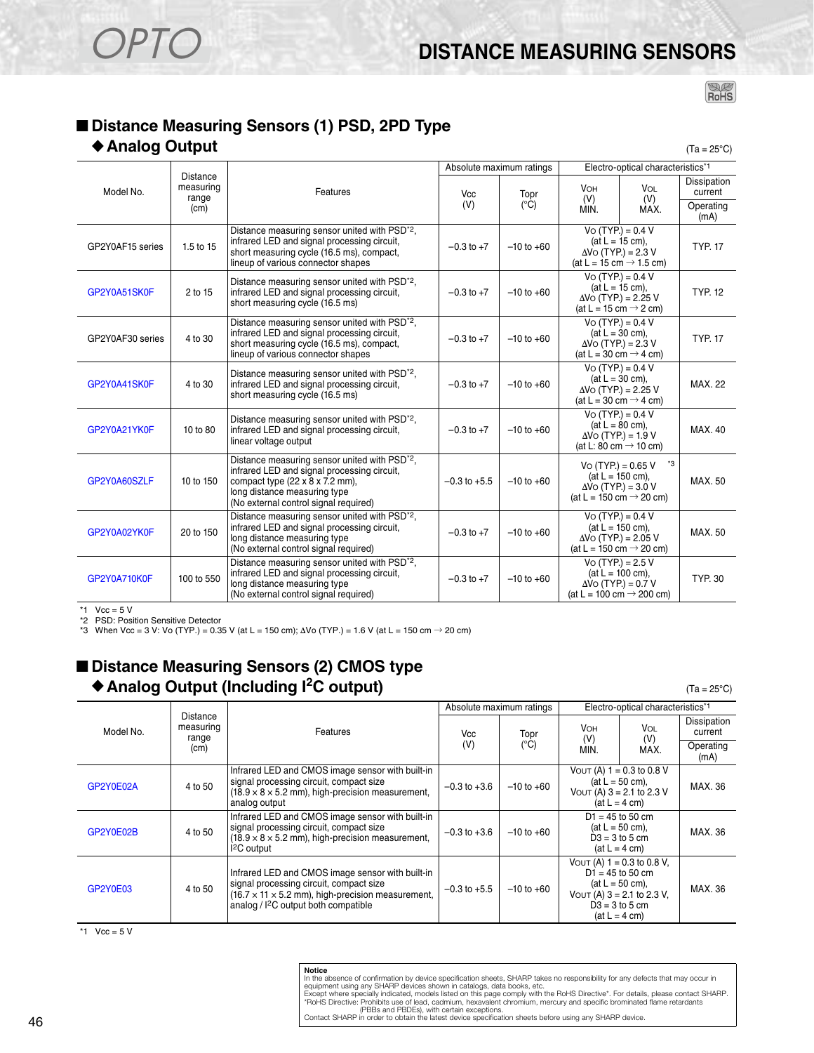# OPTO

# DISTANCE MEASURING SENSORS

## ■ Distance Measuring Sensors (1) PSD, 2PD Type

### ◆ Analog Output

(Ta = 25°C)

| Model No. | Distance measuring range (cm) | Features | Absolute maximum ratings | | Electro-optical characteristics*1 | | |
|---|---|---|---|---|---|---|---|
| | | | Vcc (V) | Topr (°C) | $V_{OH}$ (V) MIN. | $V_{OL}$ (V) MAX. | Dissipation current / Operating (mA) |
| GP2Y0AF15 series | 1.5 to 15 | Distance measuring sensor united with PSD*2, infrared LED and signal processing circuit, short measuring cycle (16.5 ms), compact, lineup of various connector shapes | −0.3 to +7 | −10 to +60 | Vo (TYP.) = 0.4 V (at L = 15 cm), ΔVo (TYP.) = 2.3 V (at L = 15 cm → 1.5 cm) | | TYP. 17 |
| GP2Y0A51SK0F | 2 to 15 | Distance measuring sensor united with PSD*2, infrared LED and signal processing circuit, short measuring cycle (16.5 ms) | −0.3 to +7 | −10 to +60 | Vo (TYP.) = 0.4 V (at L = 15 cm), ΔVo (TYP.) = 2.25 V (at L = 15 cm → 2 cm) | | TYP. 12 |
| GP2Y0AF30 series | 4 to 30 | Distance measuring sensor united with PSD*2, infrared LED and signal processing circuit, short measuring cycle (16.5 ms), compact, lineup of various connector shapes | −0.3 to +7 | −10 to +60 | Vo (TYP.) = 0.4 V (at L = 30 cm), ΔVo (TYP.) = 2.3 V (at L = 30 cm → 4 cm) | | TYP. 17 |
| GP2Y0A41SK0F | 4 to 30 | Distance measuring sensor united with PSD*2, infrared LED and signal processing circuit, short measuring cycle (16.5 ms) | −0.3 to +7 | −10 to +60 | Vo (TYP.) = 0.4 V (at L = 30 cm), ΔVo (TYP.) = 2.25 V (at L = 30 cm → 4 cm) | | MAX. 22 |
| GP2Y0A21YK0F | 10 to 80 | Distance measuring sensor united with PSD*2, infrared LED and signal processing circuit, linear voltage output | −0.3 to +7 | −10 to +60 | Vo (TYP.) = 0.4 V (at L = 80 cm), ΔVo (TYP.) = 1.9 V (at L: 80 cm → 10 cm) | | MAX. 40 |
| GP2Y0A60SZLF | 10 to 150 | Distance measuring sensor united with PSD*2, infrared LED and signal processing circuit, compact type (22 x 8 x 7.2 mm), long distance measuring type (No external control signal required) | −0.3 to +5.5 | −10 to +60 | Vo (TYP.) = 0.65 V *3 (at L = 150 cm), ΔVo (TYP.) = 3.0 V (at L = 150 cm → 20 cm) | | MAX. 50 |
| GP2Y0A02YK0F | 20 to 150 | Distance measuring sensor united with PSD*2, infrared LED and signal processing circuit, long distance measuring type (No external control signal required) | −0.3 to +7 | −10 to +60 | Vo (TYP.) = 0.4 V (at L = 150 cm), ΔVo (TYP.) = 2.05 V (at L = 150 cm → 20 cm) | | MAX. 50 |
| GP2Y0A710K0F | 100 to 550 | Distance measuring sensor united with PSD*2, infrared LED and signal processing circuit, long distance measuring type (No external control signal required) | −0.3 to +7 | −10 to +60 | Vo (TYP.) = 2.5 V (at L = 100 cm), ΔVo (TYP.) = 0.7 V (at L = 100 cm → 200 cm) | | TYP. 30 |

*1 Vcc = 5 V
*2 PSD: Position Sensitive Detector
*3 When Vcc = 3 V: Vo (TYP.) = 0.35 V (at L = 150 cm); ΔVo (TYP.) = 1.6 V (at L = 150 cm → 20 cm)

## ■ Distance Measuring Sensors (2) CMOS type

### ◆ Analog Output (Including $I^2C$ output)

(Ta = 25°C)

| Model No. | Distance measuring range (cm) | Features | Absolute maximum ratings | | Electro-optical characteristics*1 | | |
|---|---|---|---|---|---|---|---|
| | | | Vcc (V) | Topr (°C) | $V_{OH}$ (V) MIN. | $V_{OL}$ (V) MAX. | Dissipation current / Operating (mA) |
| GP2Y0E02A | 4 to 50 | Infrared LED and CMOS image sensor with built-in signal processing circuit, compact size (18.9 × 8 × 5.2 mm), high-precision measurement, analog output | −0.3 to +3.6 | −10 to +60 | VOUT (A) 1 = 0.3 to 0.8 V (at L = 50 cm), VOUT (A) 3 = 2.1 to 2.3 V (at L = 4 cm) | | MAX. 36 |
| GP2Y0E02B | 4 to 50 | Infrared LED and CMOS image sensor with built-in signal processing circuit, compact size (18.9 × 8 × 5.2 mm), high-precision measurement, $I^2C$ output | −0.3 to +3.6 | −10 to +60 | D1 = 45 to 50 cm (at L = 50 cm), D3 = 3 to 5 cm (at L = 4 cm) | | MAX. 36 |
| GP2Y0E03 | 4 to 50 | Infrared LED and CMOS image sensor with built-in signal processing circuit, compact size (16.7 × 11 × 5.2 mm), high-precision measurement, analog / $I^2C$ output both compatible | −0.3 to +5.5 | −10 to +60 | VOUT (A) 1 = 0.3 to 0.8 V, D1 = 45 to 50 cm (at L = 50 cm), VOUT (A) 3 = 2.1 to 2.3 V, D3 = 3 to 5 cm (at L = 4 cm) | | MAX. 36 |

*1 Vcc = 5 V

**Notice**
In the absence of confirmation by device specification sheets, SHARP takes no responsibility for any defects that may occur in equipment using any SHARP devices shown in catalogs, data books, etc.
Except where specially indicated, models listed on this page comply with the RoHS Directive*. For details, please contact SHARP.
*RoHS Directive: Prohibits use of lead, cadmium, hexavalent chromium, mercury and specific brominated flame retardants (PBBs and PBDEs), with certain exceptions.
Contact SHARP in order to obtain the latest device specification sheets before using any SHARP device.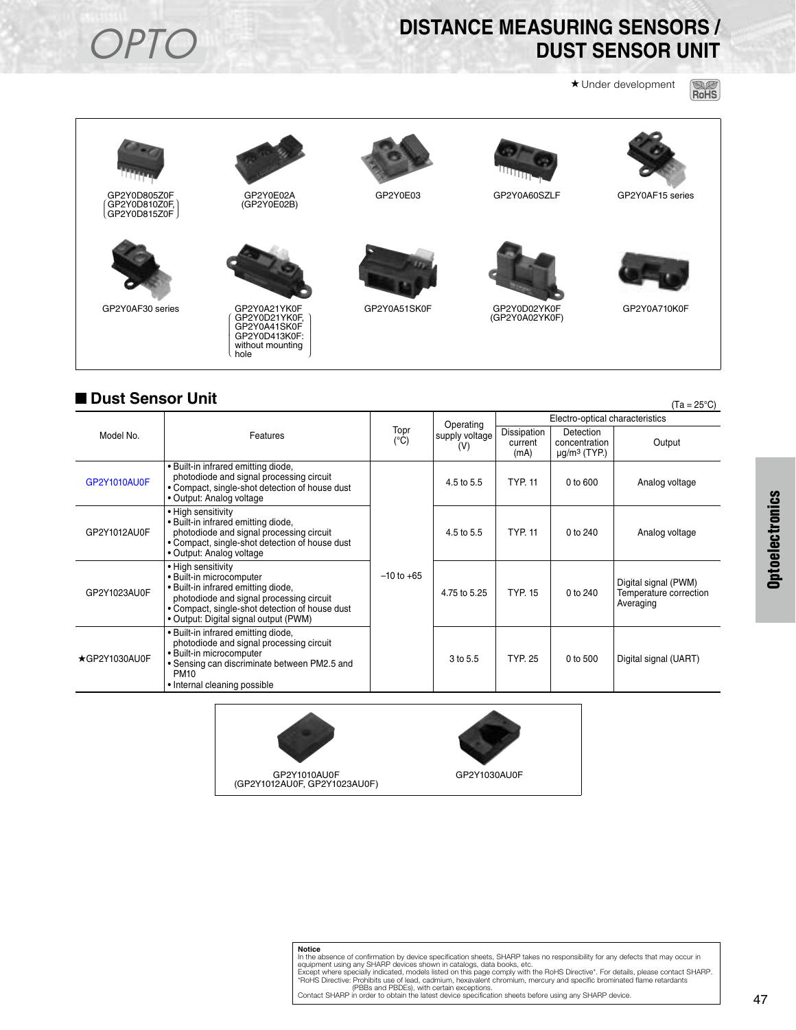# DISTANCE MEASURING SENSORS / DUST SENSOR UNIT

★ Under development

GP2Y0D805Z0F (GP2Y0D810Z0F, GP2Y0D815Z0F)

GP2Y0E02A (GP2Y0E02B)

GP2Y0E03

GP2Y0A60SZLF

GP2Y0AF15 series

GP2Y0AF30 series

GP2Y0A21YK0F (GP2Y0D21YK0F, GP2Y0A41SK0F, GP2Y0D413K0F: without mounting hole)

GP2Y0A51SK0F

GP2Y0D02YK0F (GP2Y0A02YK0F)

GP2Y0A710K0F

## ■ Dust Sensor Unit

(Ta = 25°C)

| Model No. | Features | Topr (°C) | Operating supply voltage (V) | Electro-optical characteristics | | |
|---|---|---|---|---|---|---|
| | | | | Dissipation current (mA) | Detection concentration μg/m³ (TYP.) | Output |
| GP2Y1010AU0F | • Built-in infrared emitting diode, photodiode and signal processing circuit<br>• Compact, single-shot detection of house dust<br>• Output: Analog voltage | –10 to +65 | 4.5 to 5.5 | TYP. 11 | 0 to 600 | Analog voltage |
| GP2Y1012AU0F | • High sensitivity<br>• Built-in infrared emitting diode, photodiode and signal processing circuit<br>• Compact, single-shot detection of house dust<br>• Output: Analog voltage | | 4.5 to 5.5 | TYP. 11 | 0 to 240 | Analog voltage |
| GP2Y1023AU0F | • High sensitivity<br>• Built-in microcomputer<br>• Built-in infrared emitting diode, photodiode and signal processing circuit<br>• Compact, single-shot detection of house dust<br>• Output: Digital signal output (PWM) | | 4.75 to 5.25 | TYP. 15 | 0 to 240 | Digital signal (PWM)<br>Temperature correction<br>Averaging |
| ★GP2Y1030AU0F | • Built-in infrared emitting diode, photodiode and signal processing circuit<br>• Built-in microcomputer<br>• Sensing can discriminate between PM2.5 and PM10<br>• Internal cleaning possible | | 3 to 5.5 | TYP. 25 | 0 to 500 | Digital signal (UART) |

GP2Y1010AU0F (GP2Y1012AU0F, GP2Y1023AU0F)

GP2Y1030AU0F

**Notice**
In the absence of confirmation by device specification sheets, SHARP takes no responsibility for any defects that may occur in equipment using any SHARP devices shown in catalogs, data books, etc.
Except where specially indicated, models listed on this page comply with the RoHS Directive*. For details, please contact SHARP.
*RoHS Directive: Prohibits use of lead, cadmium, hexavalent chromium, mercury and specific brominated flame retardants (PBBs and PBDEs), with certain exceptions.
Contact SHARP in order to obtain the latest device specification sheets before using any SHARP device.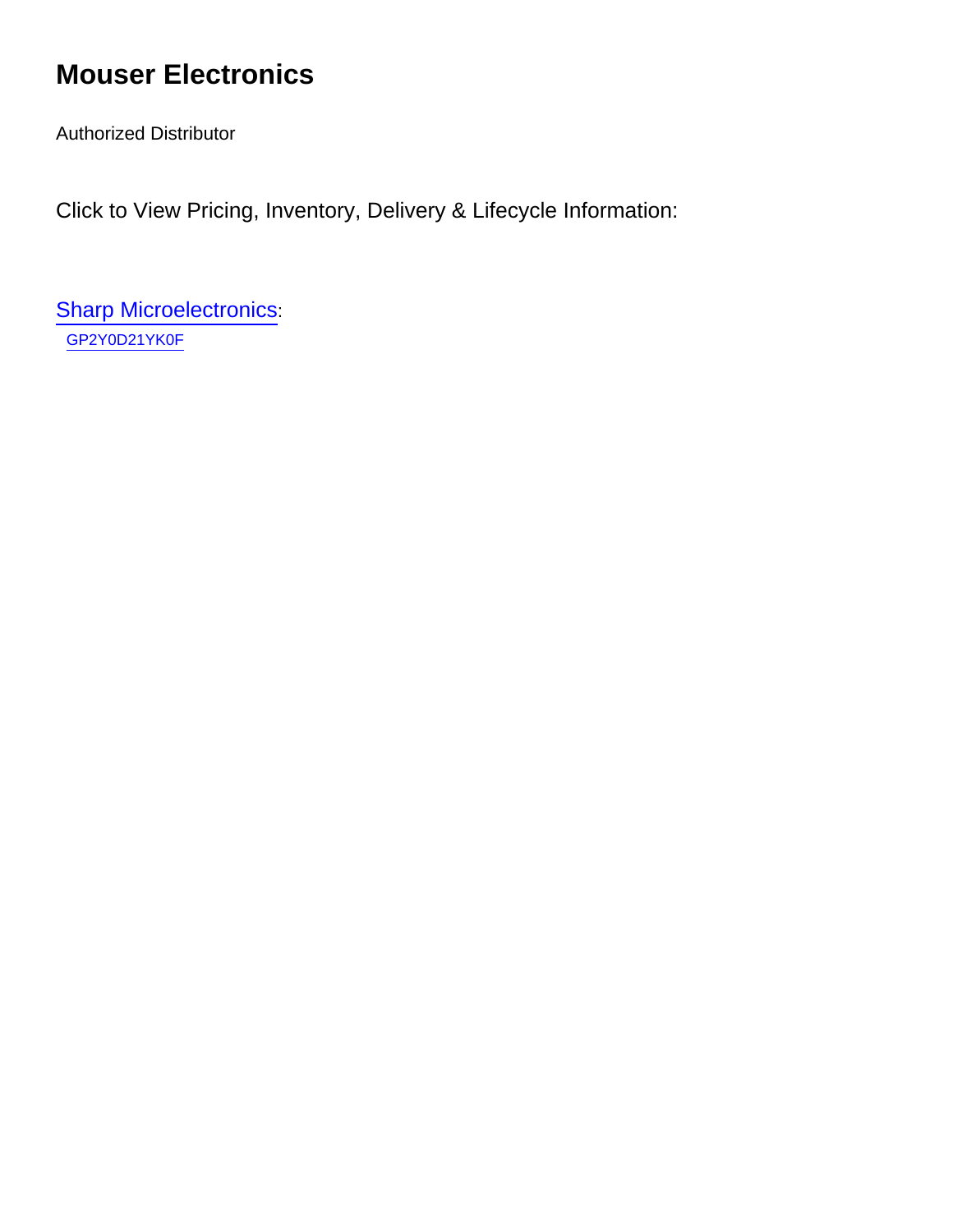# Mouser Electronics

Authorized Distributor

Click to View Pricing, Inventory, Delivery & Lifecycle Information:

Sharp Microelectronics:

GP2Y0D21YK0F